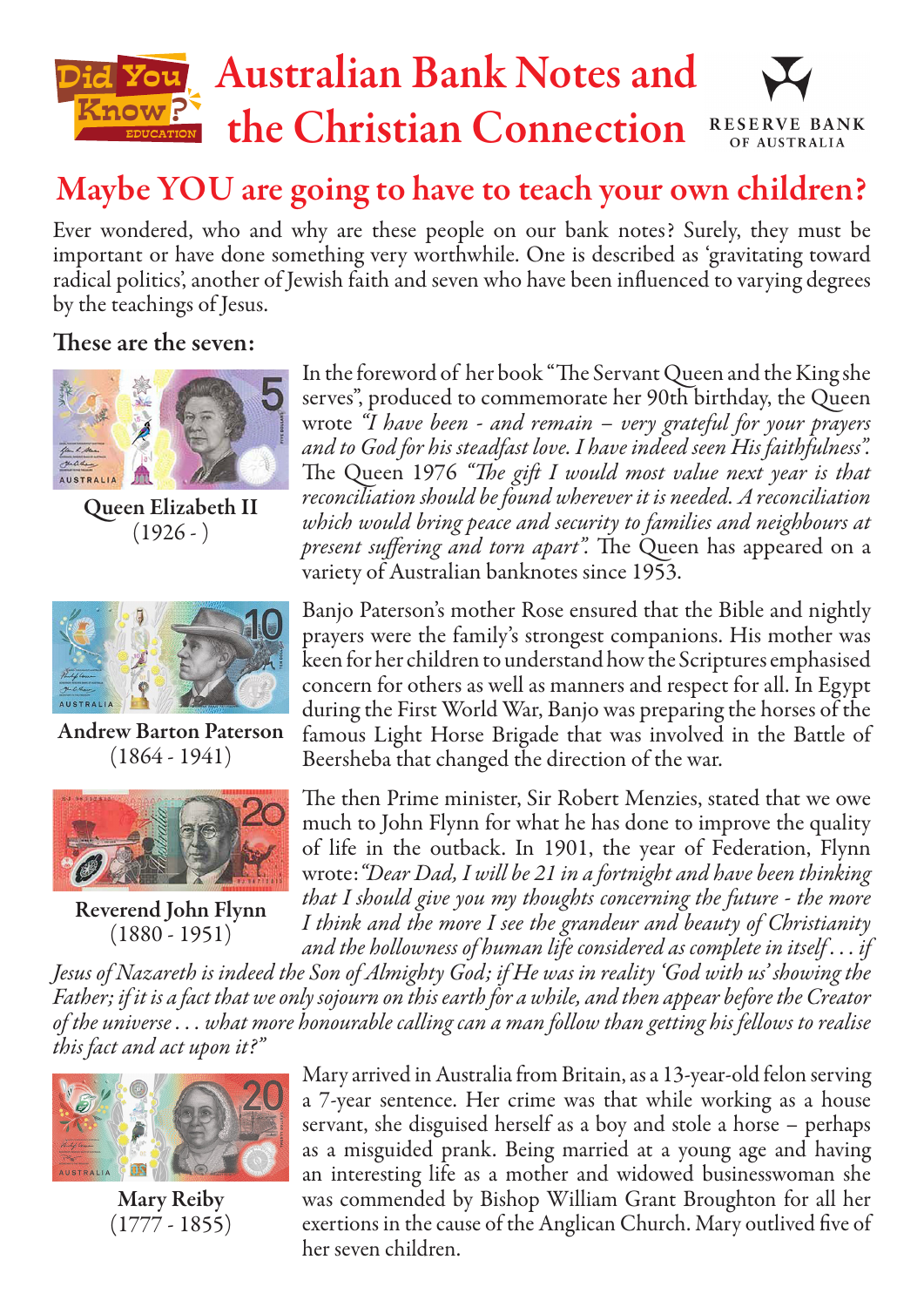# Australian Bank Notes and the Christian Connection

RESERVE BANK OF AUSTRALIA

## Maybe YOU are going to have to teach your own children?

Ever wondered, who and why are these people on our bank notes? Surely, they must be important or have done something very worthwhile. One is described as 'gravitating toward radical politics', another of Jewish faith and seven who have been influenced to varying degrees by the teachings of Jesus.

### These are the seven:

**Queen Elizabeth II**
(1926 - )

In the foreword of her book "The Servant Queen and the King she serves", produced to commemorate her 90th birthday, the Queen wrote *"I have been - and remain – very grateful for your prayers and to God for his steadfast love. I have indeed seen His faithfulness".* The Queen 1976 *"The gift I would most value next year is that reconciliation should be found wherever it is needed. A reconciliation which would bring peace and security to families and neighbours at present suffering and torn apart".* The Queen has appeared on a variety of Australian banknotes since 1953.

**Andrew Barton Paterson**
(1864 - 1941)

Banjo Paterson's mother Rose ensured that the Bible and nightly prayers were the family's strongest companions. His mother was keen for her children to understand how the Scriptures emphasised concern for others as well as manners and respect for all. In Egypt during the First World War, Banjo was preparing the horses of the famous Light Horse Brigade that was involved in the Battle of Beersheba that changed the direction of the war.

**Reverend John Flynn**
(1880 - 1951)

The then Prime minister, Sir Robert Menzies, stated that we owe much to John Flynn for what he has done to improve the quality of life in the outback. In 1901, the year of Federation, Flynn wrote: *"Dear Dad, I will be 21 in a fortnight and have been thinking that I should give you my thoughts concerning the future - the more I think and the more I see the grandeur and beauty of Christianity and the hollowness of human life considered as complete in itself . . . if Jesus of Nazareth is indeed the Son of Almighty God; if He was in reality 'God with us' showing the Father; if it is a fact that we only sojourn on this earth for a while, and then appear before the Creator of the universe . . . what more honourable calling can a man follow than getting his fellows to realise this fact and act upon it?"*

**Mary Reiby**
(1777 - 1855)

Mary arrived in Australia from Britain, as a 13-year-old felon serving a 7-year sentence. Her crime was that while working as a house servant, she disguised herself as a boy and stole a horse – perhaps as a misguided prank. Being married at a young age and having an interesting life as a mother and widowed businesswoman she was commended by Bishop William Grant Broughton for all her exertions in the cause of the Anglican Church. Mary outlived five of her seven children.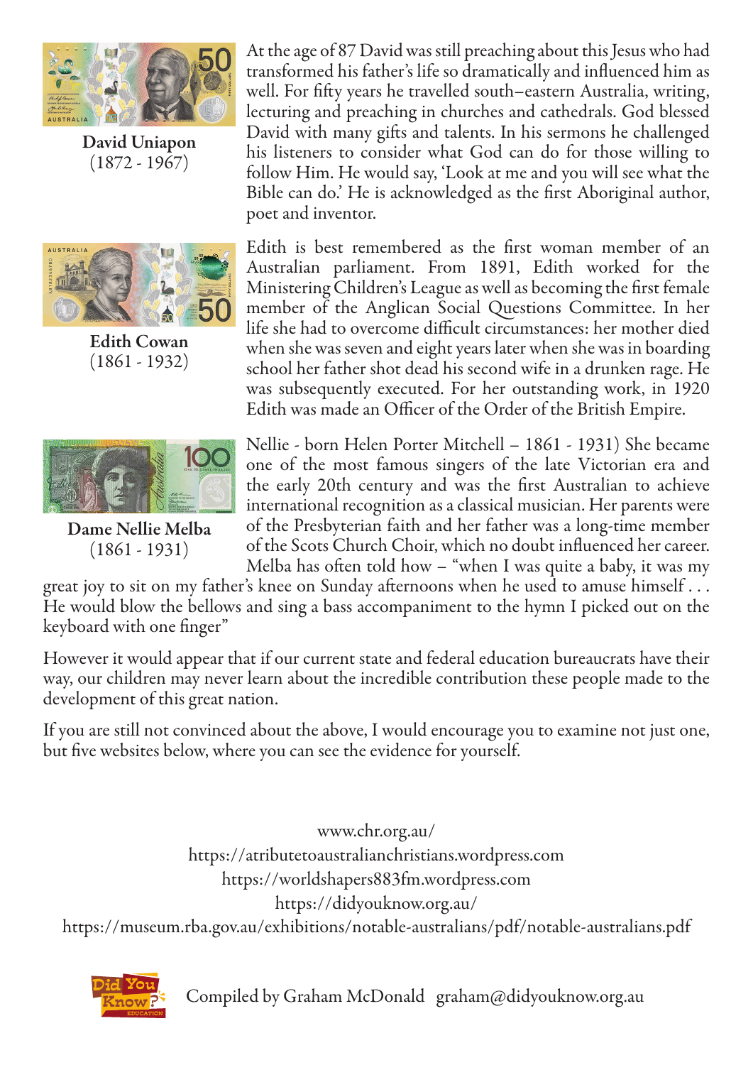**David Unipon**
(1872 - 1967)

At the age of 87 David was still preaching about this Jesus who had transformed his father's life so dramatically and influenced him as well. For fifty years he travelled south–eastern Australia, writing, lecturing and preaching in churches and cathedrals. God blessed David with many gifts and talents. In his sermons he challenged his listeners to consider what God can do for those willing to follow Him. He would say, 'Look at me and you will see what the Bible can do.' He is acknowledged as the first Aboriginal author, poet and inventor.

**Edith Cowan**
(1861 - 1932)

Edith is best remembered as the first woman member of an Australian parliament. From 1891, Edith worked for the Ministering Children's League as well as becoming the first female member of the Anglican Social Questions Committee. In her life she had to overcome difficult circumstances: her mother died when she was seven and eight years later when she was in boarding school her father shot dead his second wife in a drunken rage. He was subsequently executed. For her outstanding work, in 1920 Edith was made an Officer of the Order of the British Empire.

**Dame Nellie Melba**
(1861 - 1931)

Nellie - born Helen Porter Mitchell – 1861 - 1931) She became one of the most famous singers of the late Victorian era and the early 20th century and was the first Australian to achieve international recognition as a classical musician. Her parents were of the Presbyterian faith and her father was a long-time member of the Scots Church Choir, which no doubt influenced her career. Melba has often told how – "when I was quite a baby, it was my great joy to sit on my father's knee on Sunday afternoons when he used to amuse himself . . . He would blow the bellows and sing a bass accompaniment to the hymn I picked out on the keyboard with one finger"

However it would appear that if our current state and federal education bureaucrats have their way, our children may never learn about the incredible contribution these people made to the development of this great nation.

If you are still not convinced about the above, I would encourage you to examine not just one, but five websites below, where you can see the evidence for yourself.

www.chr.org.au/
https://atributetoaustralianchristians.wordpress.com
https://worldshapers883fm.wordpress.com
https://didyouknow.org.au/
https://museum.rba.gov.au/exhibitions/notable-australians/pdf/notable-australians.pdf

Compiled by Graham McDonald graham@didyouknow.org.au